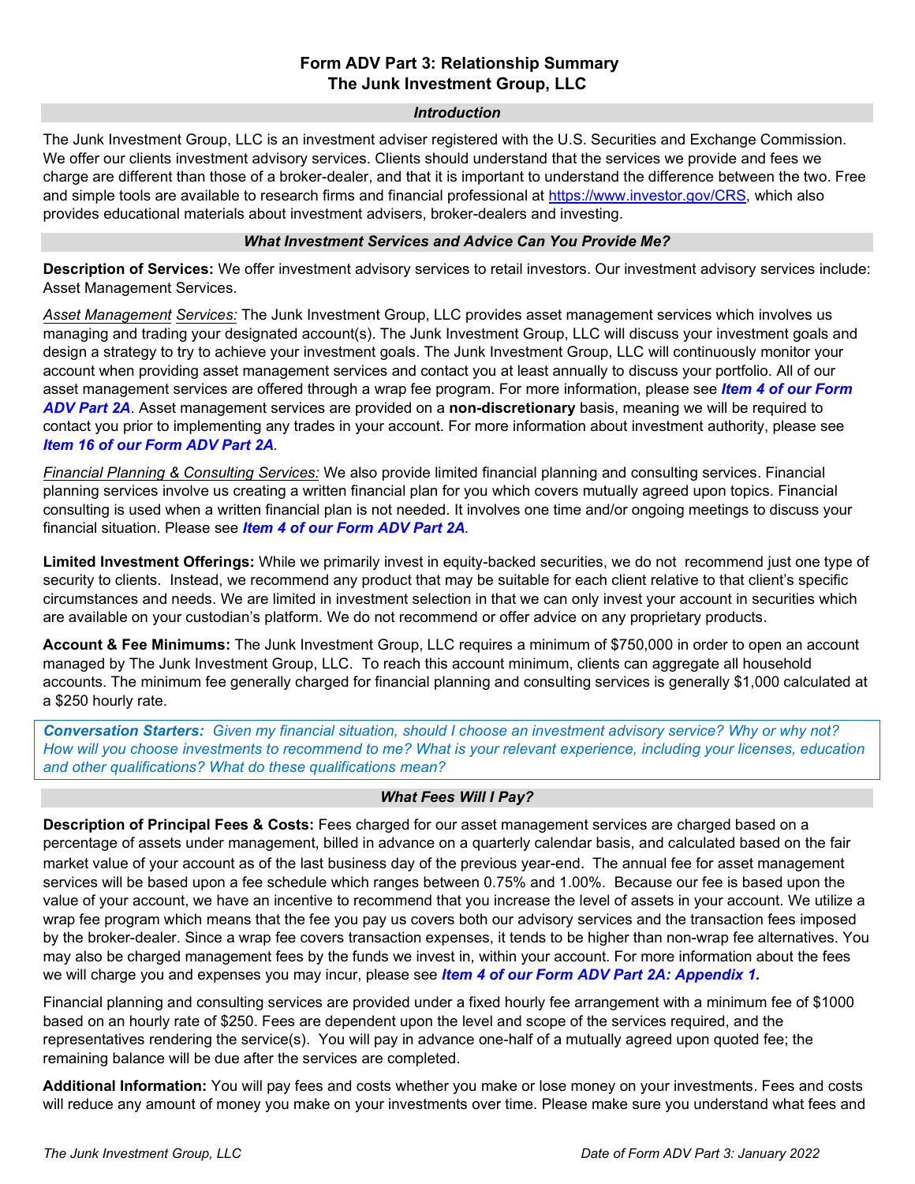# Form ADV Part 3: Relationship Summary
# The Junk Investment Group, LLC

### *Introduction*

The Junk Investment Group, LLC is an investment adviser registered with the U.S. Securities and Exchange Commission. We offer our clients investment advisory services. Clients should understand that the services we provide and fees we charge are different than those of a broker-dealer, and that it is important to understand the difference between the two. Free and simple tools are available to research firms and financial professional at https://www.investor.gov/CRS, which also provides educational materials about investment advisers, broker-dealers and investing.

### *What Investment Services and Advice Can You Provide Me?*

**Description of Services:** We offer investment advisory services to retail investors. Our investment advisory services include: Asset Management Services.

*Asset Management Services:* The Junk Investment Group, LLC provides asset management services which involves us managing and trading your designated account(s). The Junk Investment Group, LLC will discuss your investment goals and design a strategy to try to achieve your investment goals. The Junk Investment Group, LLC will continuously monitor your account when providing asset management services and contact you at least annually to discuss your portfolio. All of our asset management services are offered through a wrap fee program. For more information, please see ***Item 4 of our Form ADV Part 2A***. Asset management services are provided on a **non-discretionary** basis, meaning we will be required to contact you prior to implementing any trades in your account. For more information about investment authority, please see ***Item 16 of our Form ADV Part 2A***.

*Financial Planning & Consulting Services:* We also provide limited financial planning and consulting services. Financial planning services involve us creating a written financial plan for you which covers mutually agreed upon topics. Financial consulting is used when a written financial plan is not needed. It involves one time and/or ongoing meetings to discuss your financial situation. Please see ***Item 4 of our Form ADV Part 2A.***

**Limited Investment Offerings:** While we primarily invest in equity-backed securities, we do not recommend just one type of security to clients. Instead, we recommend any product that may be suitable for each client relative to that client's specific circumstances and needs. We are limited in investment selection in that we can only invest your account in securities which are available on your custodian's platform. We do not recommend or offer advice on any proprietary products.

**Account & Fee Minimums:** The Junk Investment Group, LLC requires a minimum of $750,000 in order to open an account managed by The Junk Investment Group, LLC. To reach this account minimum, clients can aggregate all household accounts. The minimum fee generally charged for financial planning and consulting services is generally $1,000 calculated at a $250 hourly rate.

> ***Conversation Starters:*** *Given my financial situation, should I choose an investment advisory service? Why or why not? How will you choose investments to recommend to me? What is your relevant experience, including your licenses, education and other qualifications? What do these qualifications mean?*

### *What Fees Will I Pay?*

**Description of Principal Fees & Costs:** Fees charged for our asset management services are charged based on a percentage of assets under management, billed in advance on a quarterly calendar basis, and calculated based on the fair market value of your account as of the last business day of the previous year-end. The annual fee for asset management services will be based upon a fee schedule which ranges between 0.75% and 1.00%. Because our fee is based upon the value of your account, we have an incentive to recommend that you increase the level of assets in your account. We utilize a wrap fee program which means that the fee you pay us covers both our advisory services and the transaction fees imposed by the broker-dealer. Since a wrap fee covers transaction expenses, it tends to be higher than non-wrap fee alternatives. You may also be charged management fees by the funds we invest in, within your account. For more information about the fees we will charge you and expenses you may incur, please see ***Item 4 of our Form ADV Part 2A: Appendix 1.***

Financial planning and consulting services are provided under a fixed hourly fee arrangement with a minimum fee of $1000 based on an hourly rate of $250. Fees are dependent upon the level and scope of the services required, and the representatives rendering the service(s). You will pay in advance one-half of a mutually agreed upon quoted fee; the remaining balance will be due after the services are completed.

**Additional Information:** You will pay fees and costs whether you make or lose money on your investments. Fees and costs will reduce any amount of money you make on your investments over time. Please make sure you understand what fees and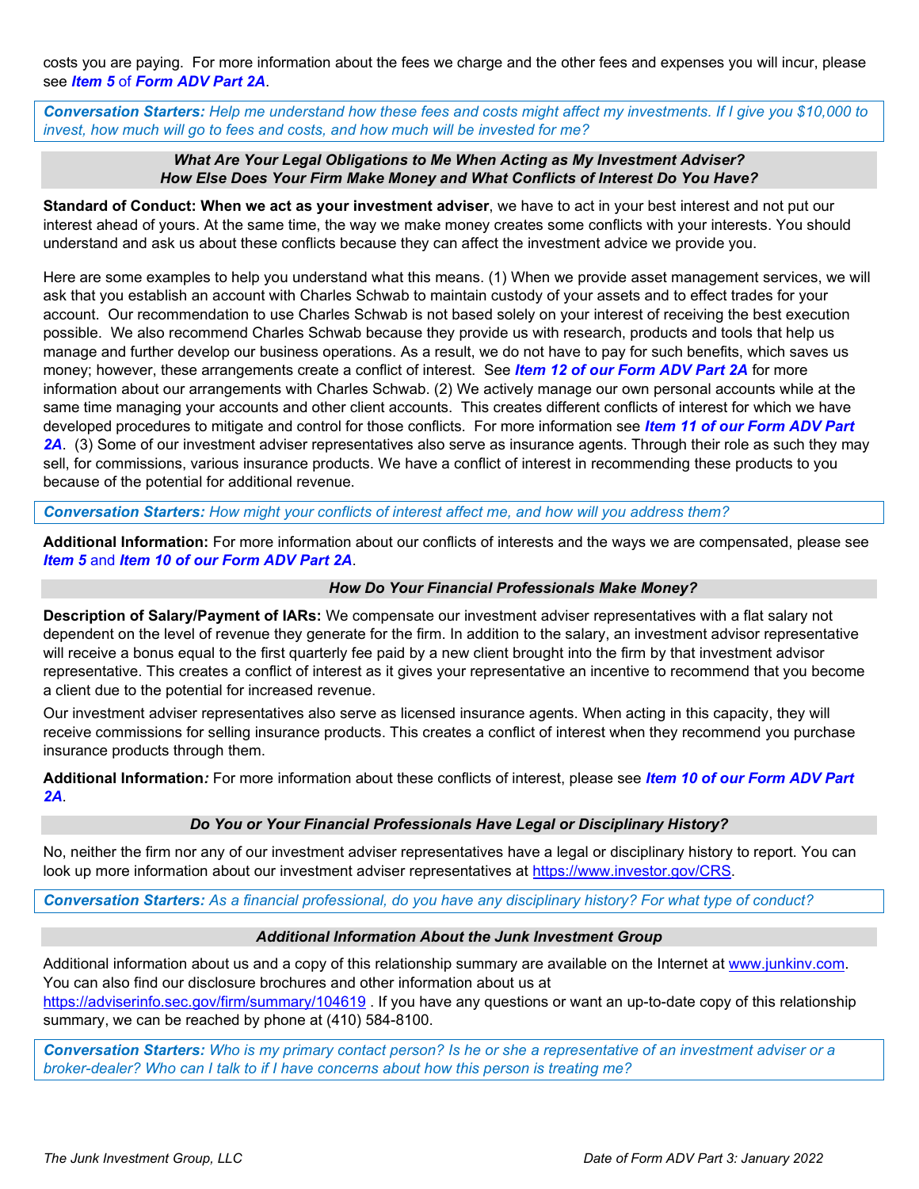costs you are paying. For more information about the fees we charge and the other fees and expenses you will incur, please see ***Item 5*** of ***Form ADV Part 2A***.

> ***Conversation Starters:*** *Help me understand how these fees and costs might affect my investments. If I give you $10,000 to invest, how much will go to fees and costs, and how much will be invested for me?*

### *What Are Your Legal Obligations to Me When Acting as My Investment Adviser?*
### *How Else Does Your Firm Make Money and What Conflicts of Interest Do You Have?*

**Standard of Conduct: When we act as your investment adviser**, we have to act in your best interest and not put our interest ahead of yours. At the same time, the way we make money creates some conflicts with your interests. You should understand and ask us about these conflicts because they can affect the investment advice we provide you.

Here are some examples to help you understand what this means. (1) When we provide asset management services, we will ask that you establish an account with Charles Schwab to maintain custody of your assets and to effect trades for your account. Our recommendation to use Charles Schwab is not based solely on your interest of receiving the best execution possible. We also recommend Charles Schwab because they provide us with research, products and tools that help us manage and further develop our business operations. As a result, we do not have to pay for such benefits, which saves us money; however, these arrangements create a conflict of interest. See ***Item 12 of our Form ADV Part 2A*** for more information about our arrangements with Charles Schwab. (2) We actively manage our own personal accounts while at the same time managing your accounts and other client accounts. This creates different conflicts of interest for which we have developed procedures to mitigate and control for those conflicts. For more information see ***Item 11 of our Form ADV Part 2A***. (3) Some of our investment adviser representatives also serve as insurance agents. Through their role as such they may sell, for commissions, various insurance products. We have a conflict of interest in recommending these products to you because of the potential for additional revenue.

> ***Conversation Starters:*** *How might your conflicts of interest affect me, and how will you address them?*

**Additional Information:** For more information about our conflicts of interests and the ways we are compensated, please see ***Item 5*** and ***Item 10 of our Form ADV Part 2A***.

### *How Do Your Financial Professionals Make Money?*

**Description of Salary/Payment of IARs:** We compensate our investment adviser representatives with a flat salary not dependent on the level of revenue they generate for the firm. In addition to the salary, an investment advisor representative will receive a bonus equal to the first quarterly fee paid by a new client brought into the firm by that investment advisor representative. This creates a conflict of interest as it gives your representative an incentive to recommend that you become a client due to the potential for increased revenue.

Our investment adviser representatives also serve as licensed insurance agents. When acting in this capacity, they will receive commissions for selling insurance products. This creates a conflict of interest when they recommend you purchase insurance products through them.

**Additional Information***:* For more information about these conflicts of interest, please see ***Item 10 of our Form ADV Part 2A***.

### *Do You or Your Financial Professionals Have Legal or Disciplinary History?*

No, neither the firm nor any of our investment adviser representatives have a legal or disciplinary history to report. You can look up more information about our investment adviser representatives at https://www.investor.gov/CRS.

> ***Conversation Starters:*** *As a financial professional, do you have any disciplinary history? For what type of conduct?*

### *Additional Information About the Junk Investment Group*

Additional information about us and a copy of this relationship summary are available on the Internet at www.junkinv.com. You can also find our disclosure brochures and other information about us at https://adviserinfo.sec.gov/firm/summary/104619 . If you have any questions or want an up-to-date copy of this relationship summary, we can be reached by phone at (410) 584-8100.

> ***Conversation Starters:*** *Who is my primary contact person? Is he or she a representative of an investment adviser or a broker-dealer? Who can I talk to if I have concerns about how this person is treating me?*

*The Junk Investment Group, LLC* *Date of Form ADV Part 3: January 2022*